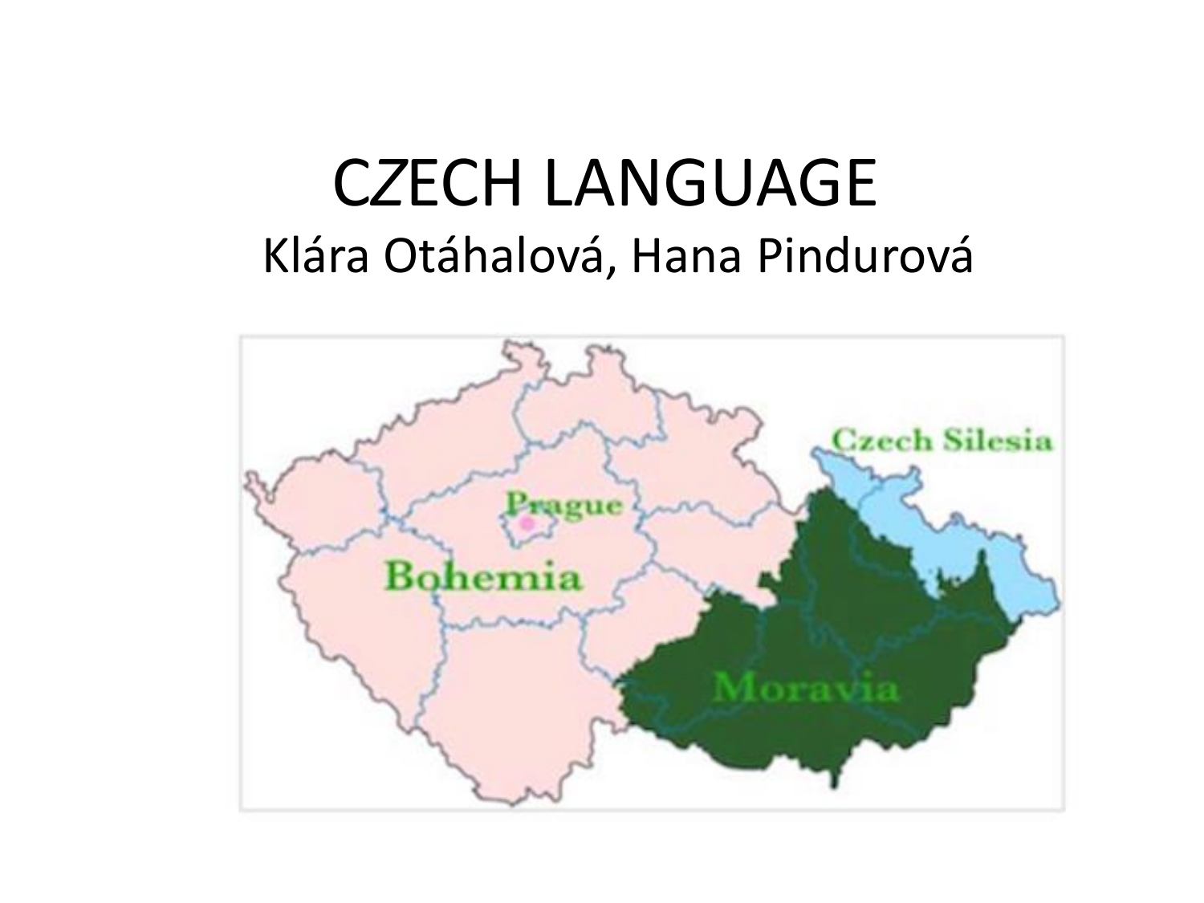# CZECH LANGUAGE

Klára Otáhalová, Hana Pindurová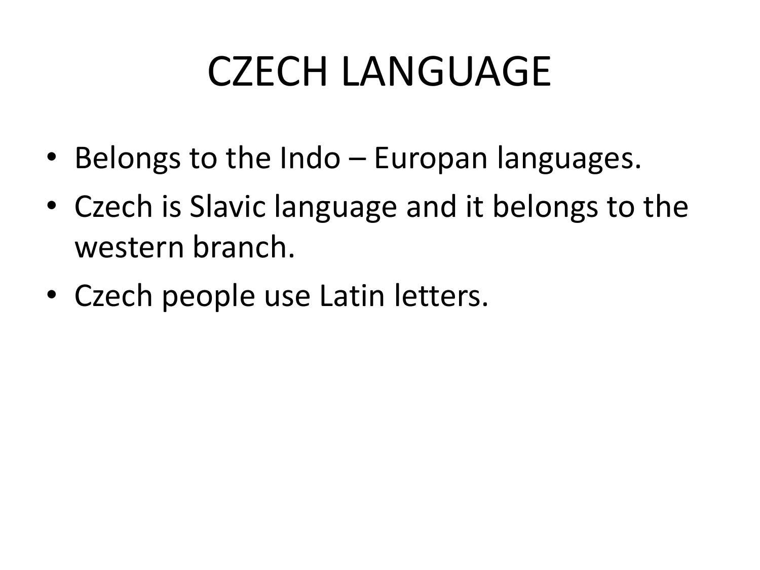# CZECH LANGUAGE

- Belongs to the Indo – Europan languages.
- Czech is Slavic language and it belongs to the western branch.
- Czech people use Latin letters.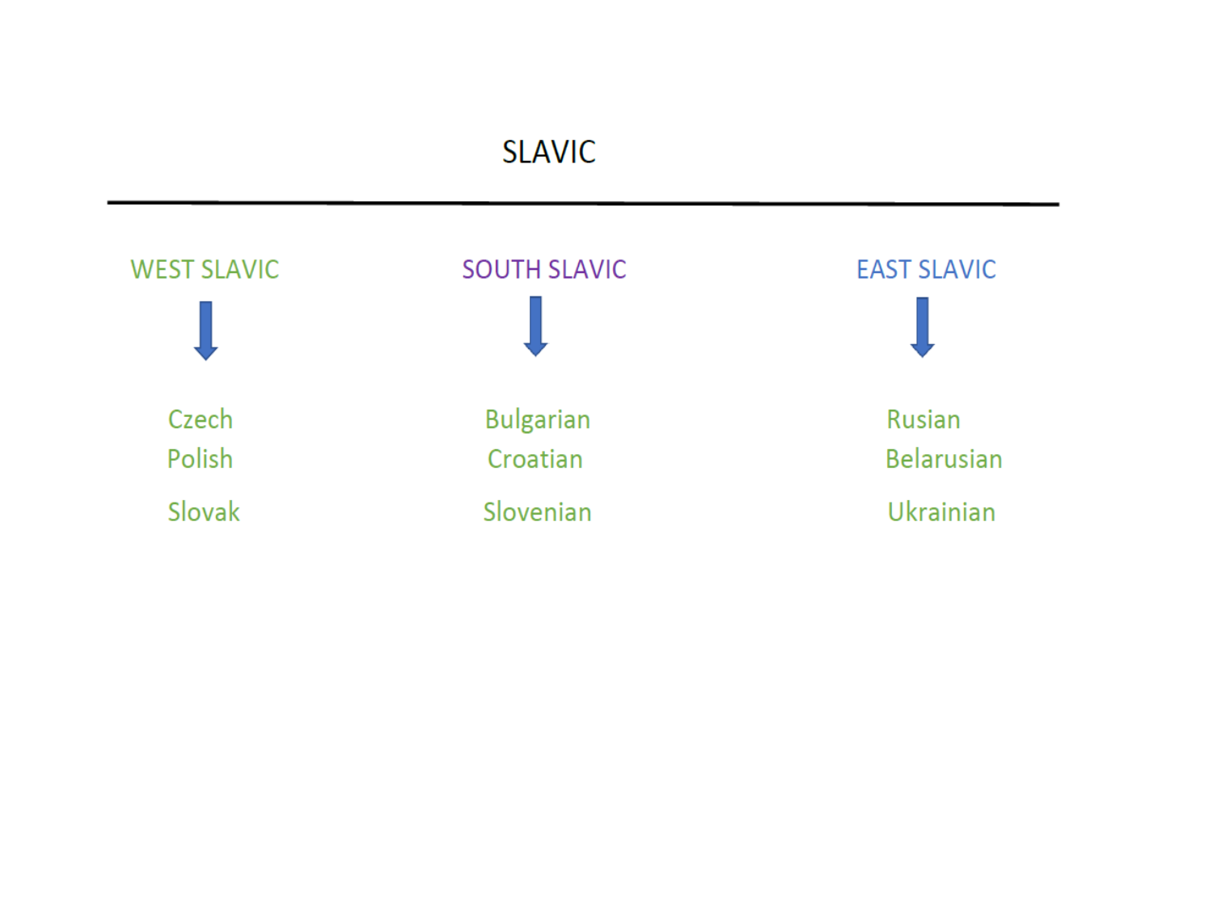# SLAVIC

| WEST SLAVIC | SOUTH SLAVIC | EAST SLAVIC |
| --- | --- | --- |
| Czech | Bulgarian | Rusian |
| Polish | Croatian | Belarusian |
| Slovak | Slovenian | Ukrainian |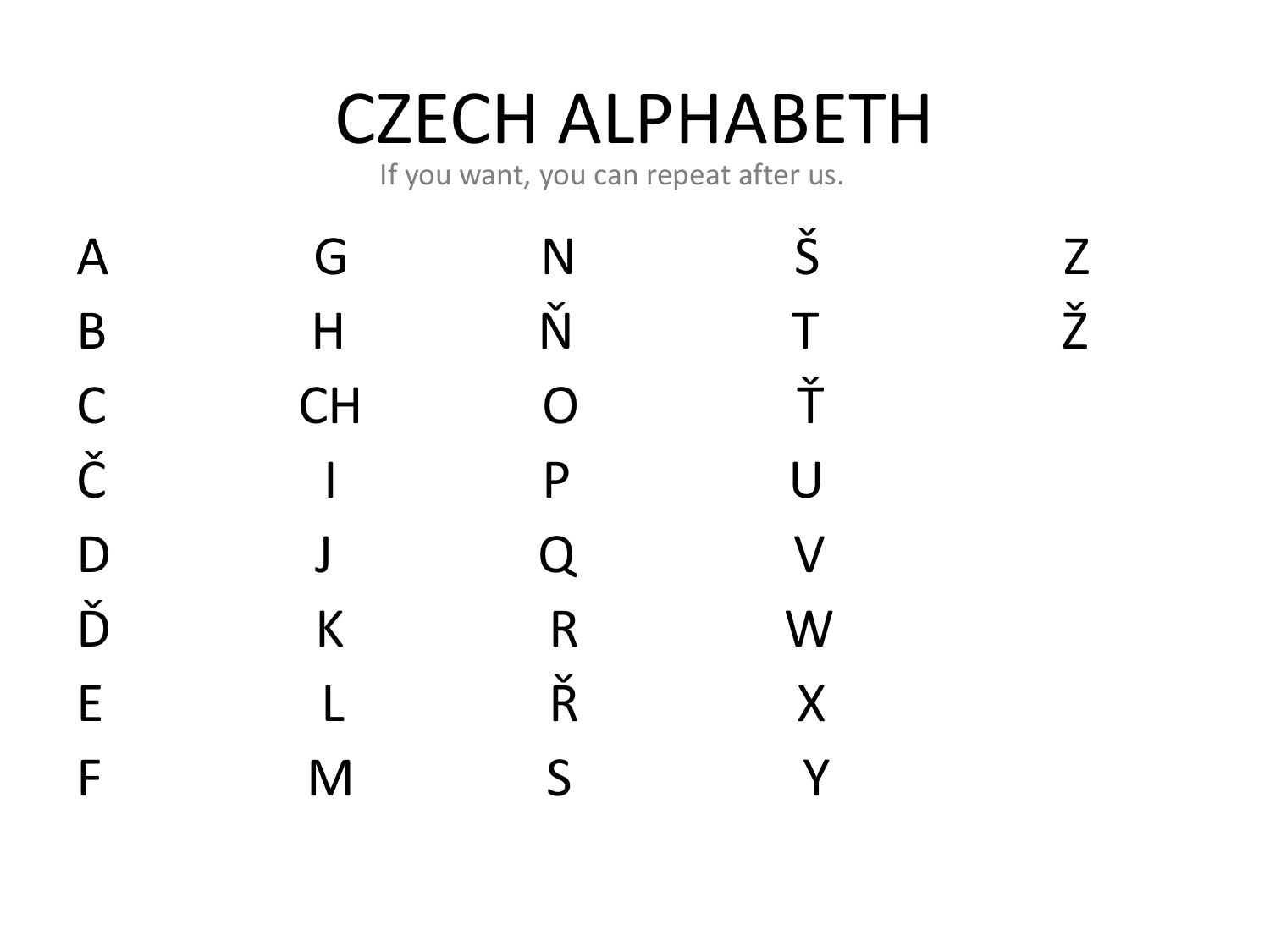# CZECH ALPHABETH

If you want, you can repeat after us.

| | | | | |
|---|---|---|---|---|
| A | G | N | Š | Z |
| B | H | Ň | T | Ž |
| C | CH | O | Ť | |
| Č | I | P | U | |
| D | J | Q | V | |
| Ď | K | R | W | |
| E | L | Ř | X | |
| F | M | S | Y | |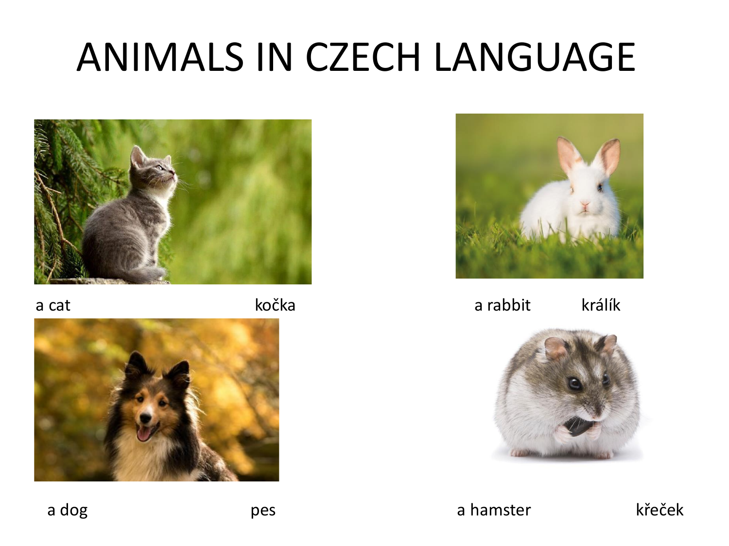# ANIMALS IN CZECH LANGUAGE

a cat kočka

a rabbit králík

a dog pes

a hamster křeček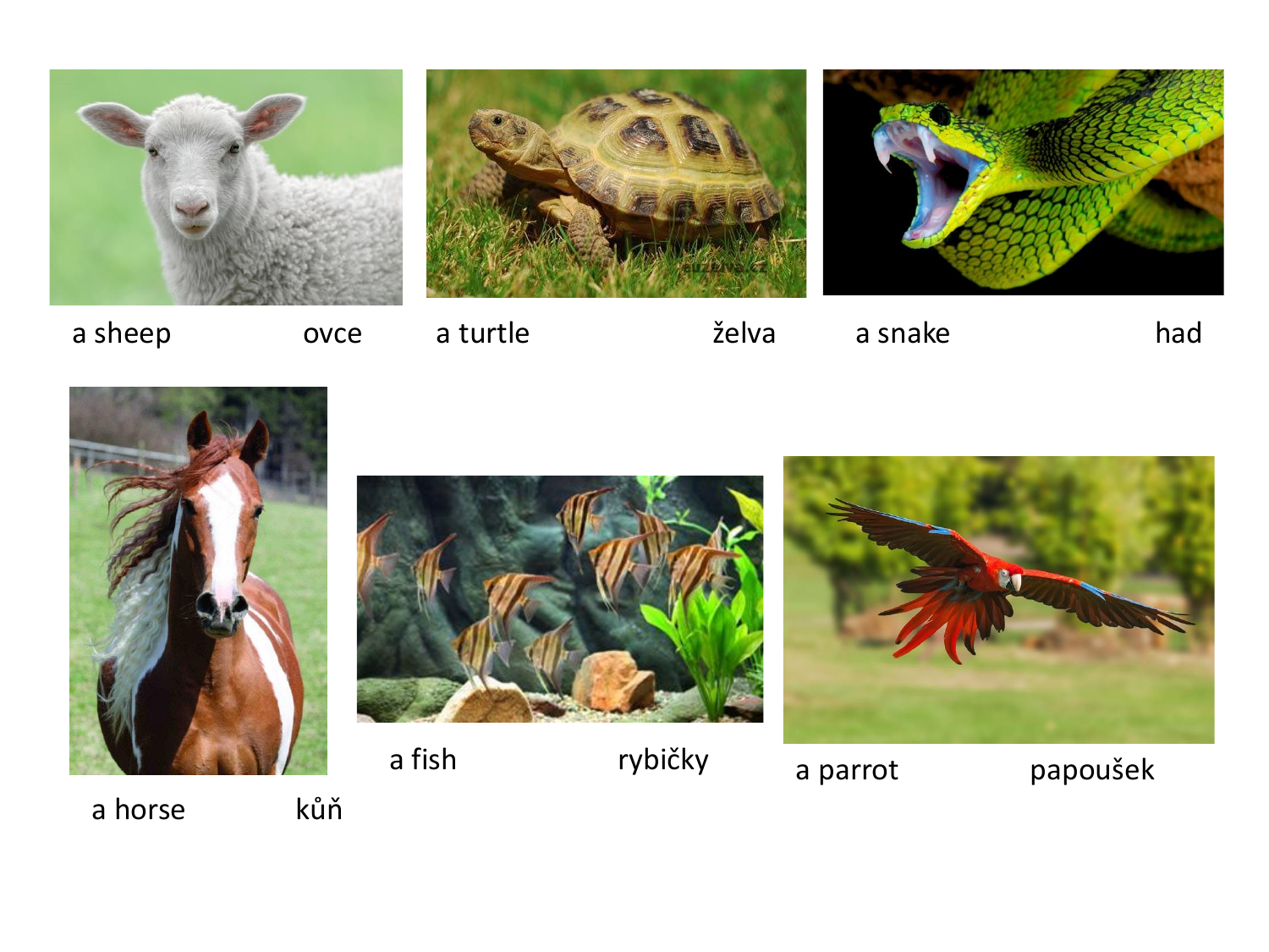a sheep ovce

a turtle želva

a snake had

a horse kůň

a fish rybičky

a parrot papoušek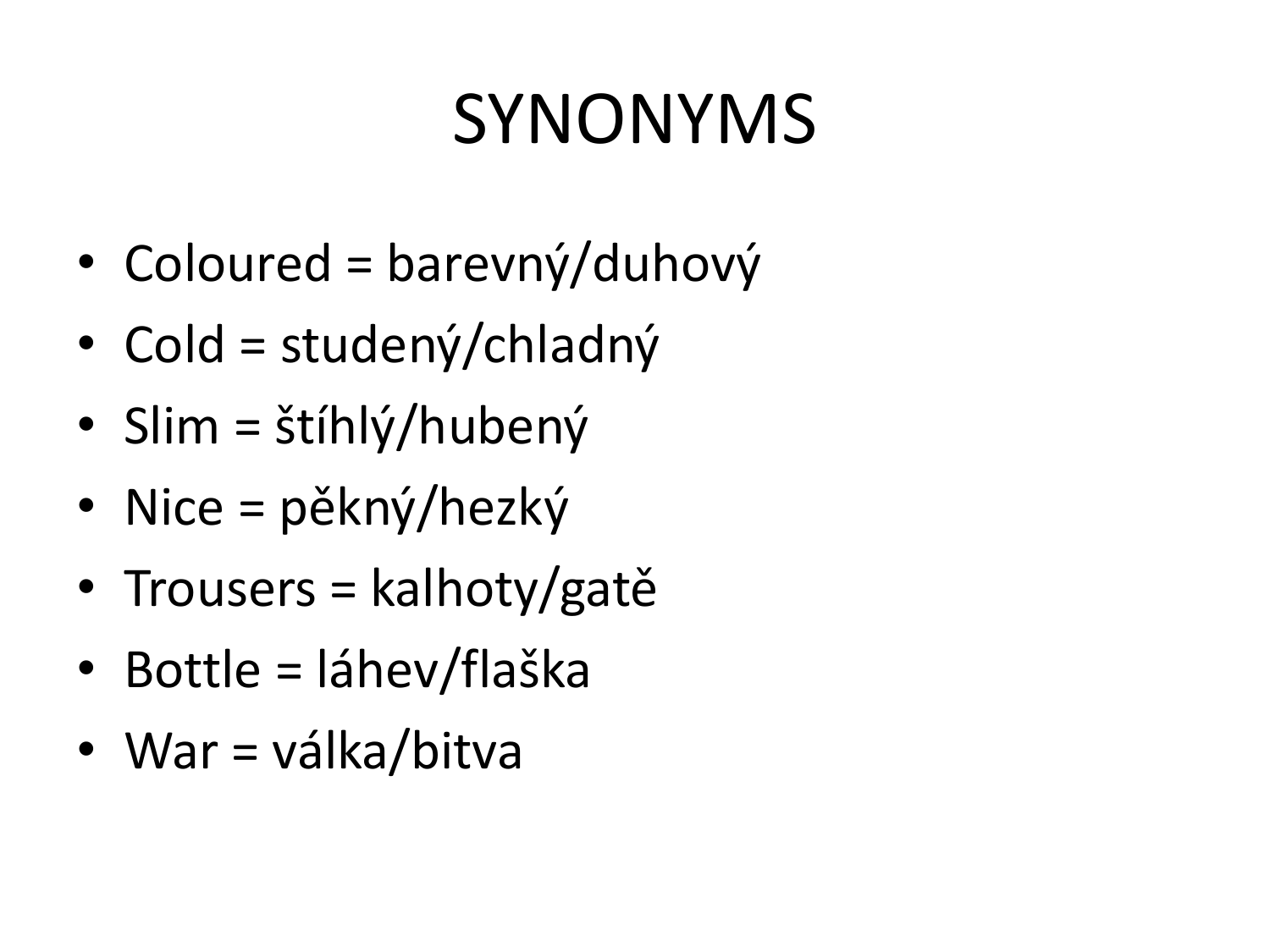# SYNONYMS

- Coloured = barevný/duhový
- Cold = studený/chladný
- Slim = štíhlý/hubený
- Nice = pěkný/hezký
- Trousers = kalhoty/gatě
- Bottle = láhev/flaška
- War = válka/bitva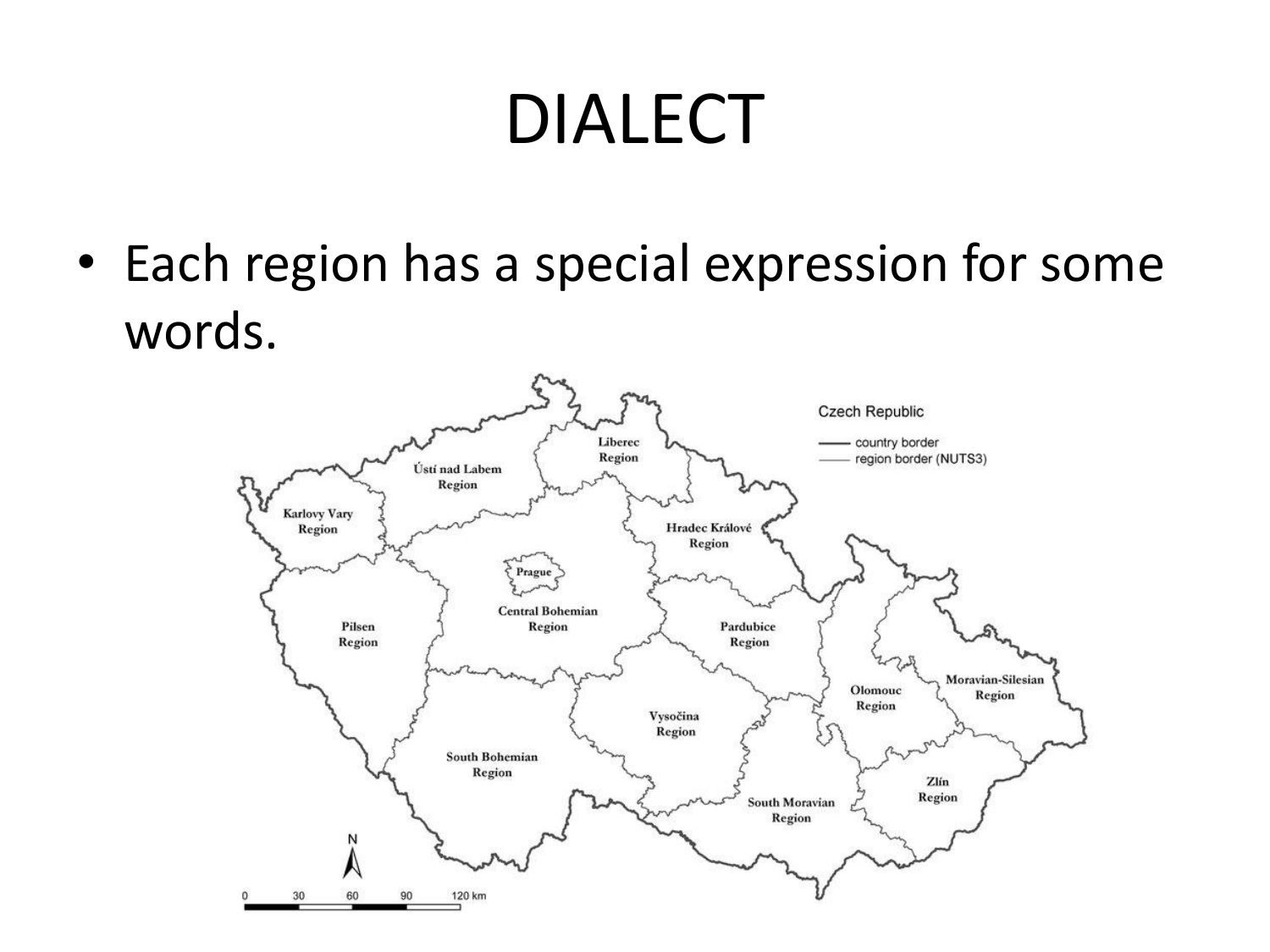# DIALECT

- Each region has a special expression for some words.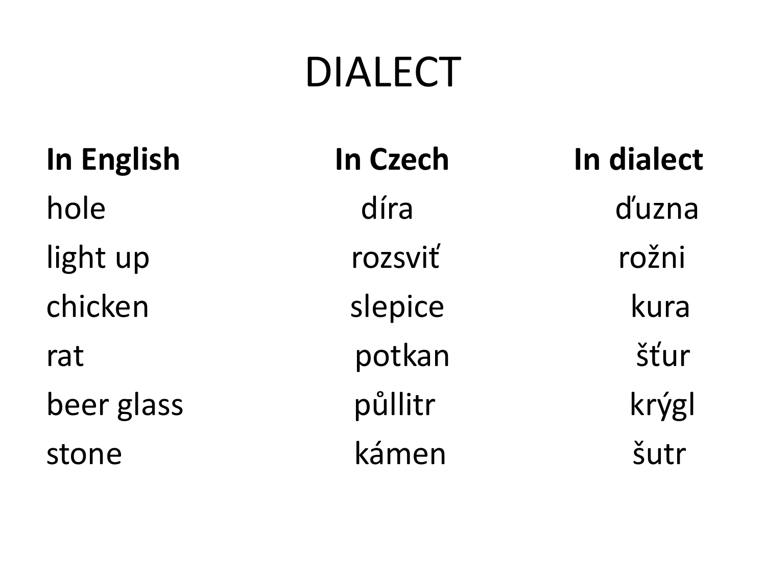# DIALECT

| In English | In Czech | In dialect |
| --- | --- | --- |
| hole | díra | ďuzna |
| light up | rozsviť | rožni |
| chicken | slepice | kura |
| rat | potkan | šťur |
| beer glass | půllitr | krýgl |
| stone | kámen | šutr |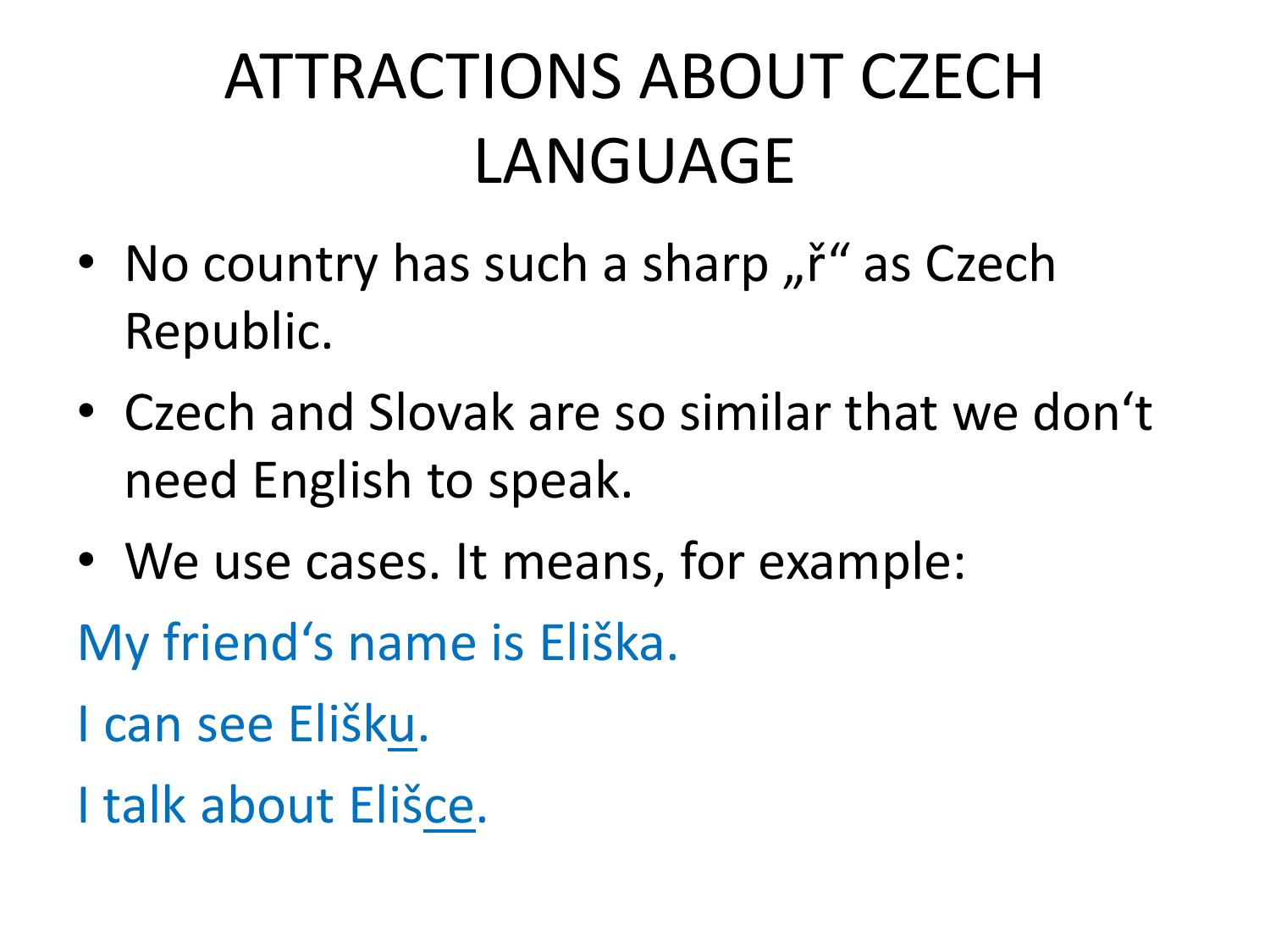# ATTRACTIONS ABOUT CZECH LANGUAGE

- No country has such a sharp „ř“ as Czech Republic.
- Czech and Slovak are so similar that we don‘t need English to speak.
- We use cases. It means, for example:

My friend‘s name is Eliška.

I can see Elišk<u>u</u>.

I talk about Eliš<u>ce</u>.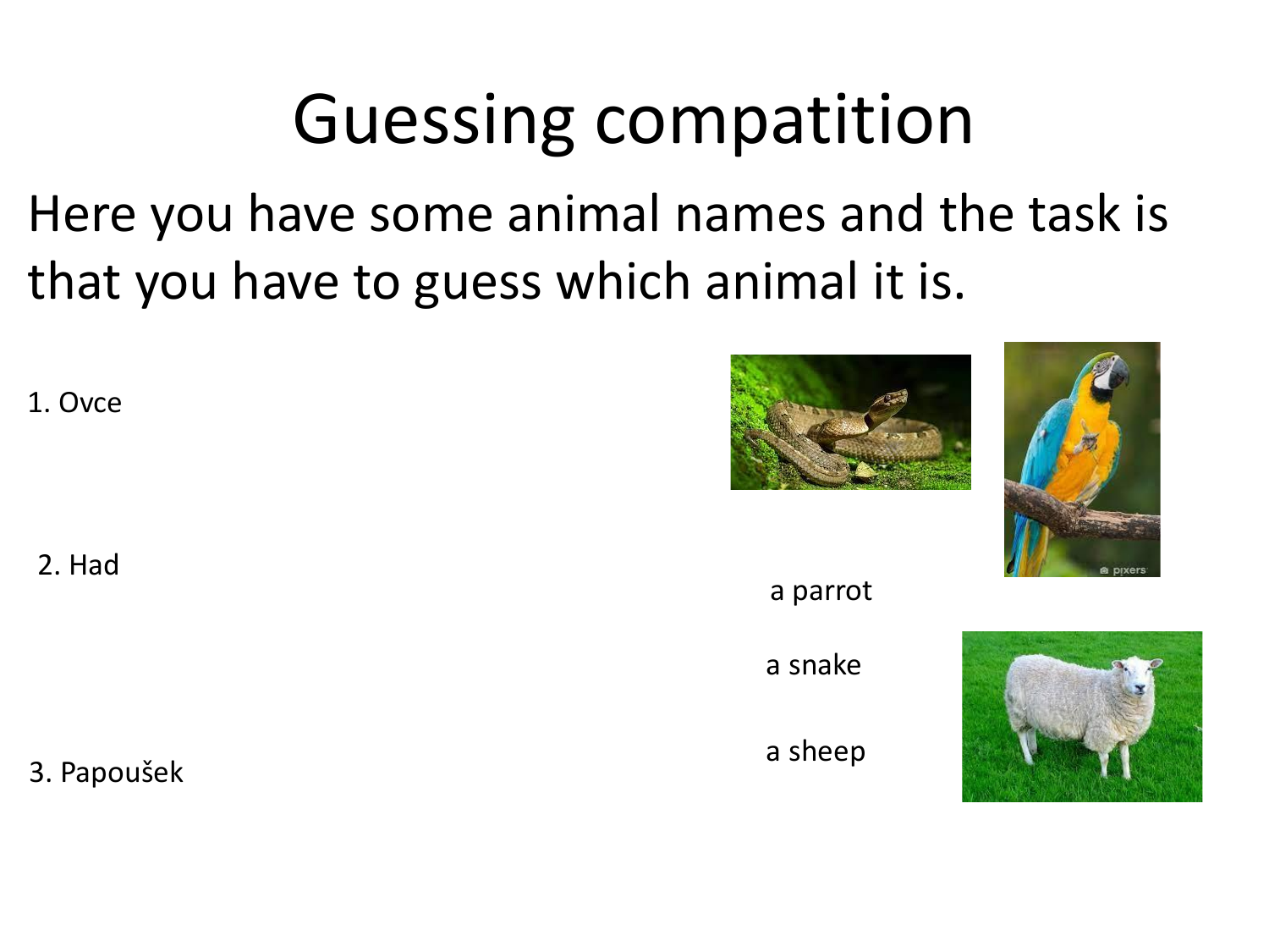# Guessing compatition

Here you have some animal names and the task is that you have to guess which animal it is.

1. Ovce

2. Had

3. Papoušek

a parrot

a snake

a sheep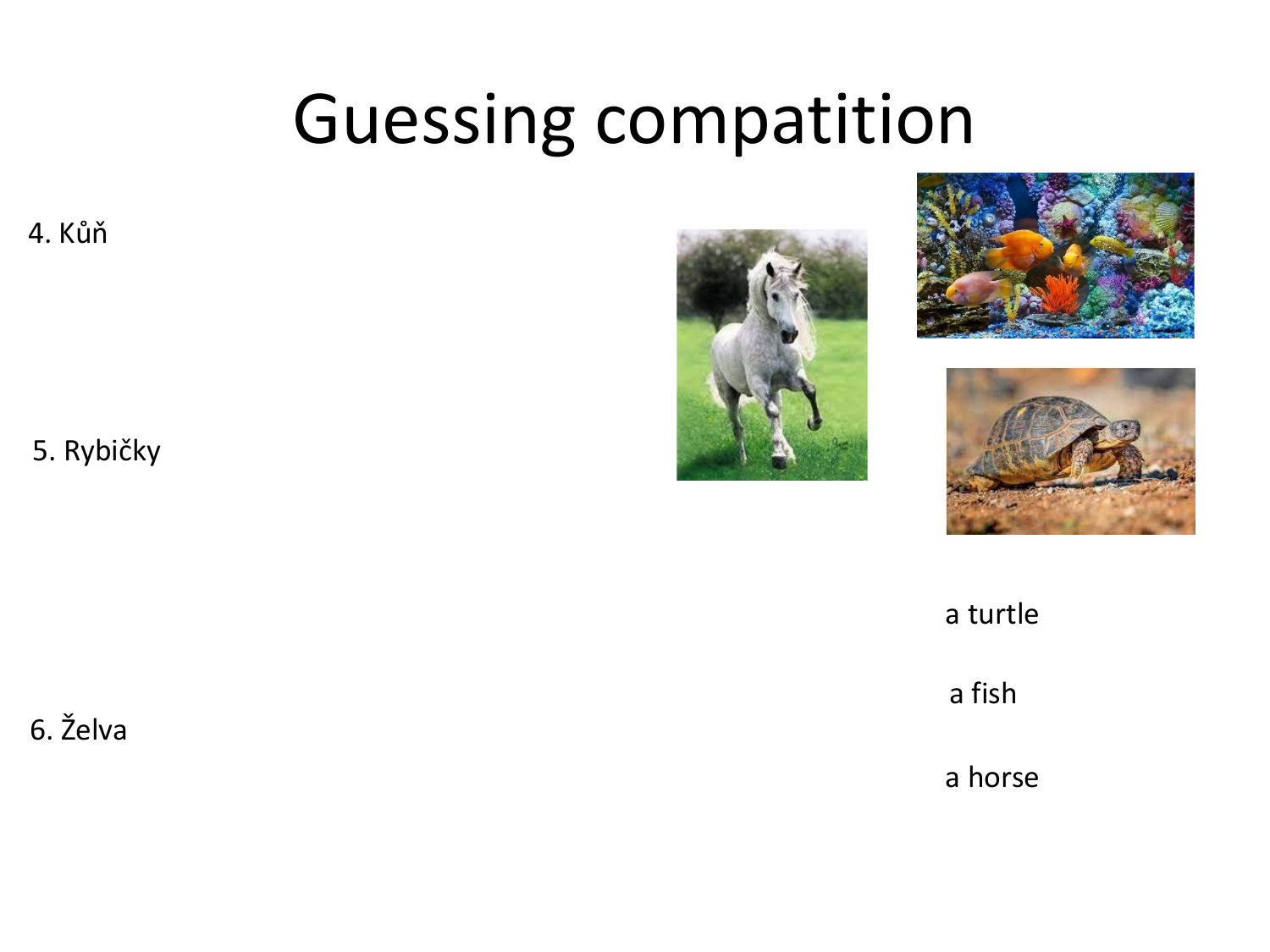# Guessing compatition

4. Kůň

5. Rybičky

6. Želva

a turtle

a fish

a horse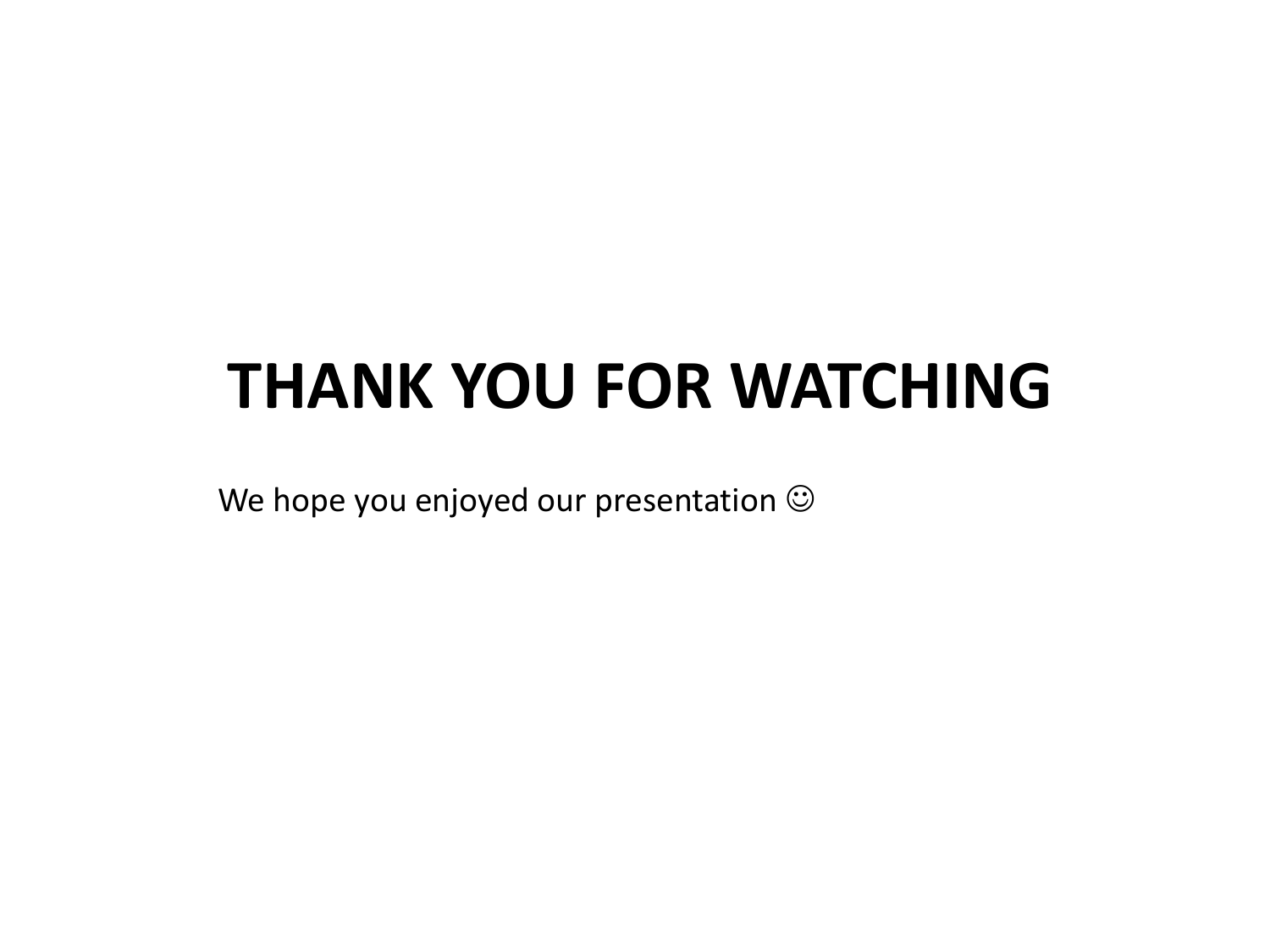# THANK YOU FOR WATCHING

We hope you enjoyed our presentation ☺